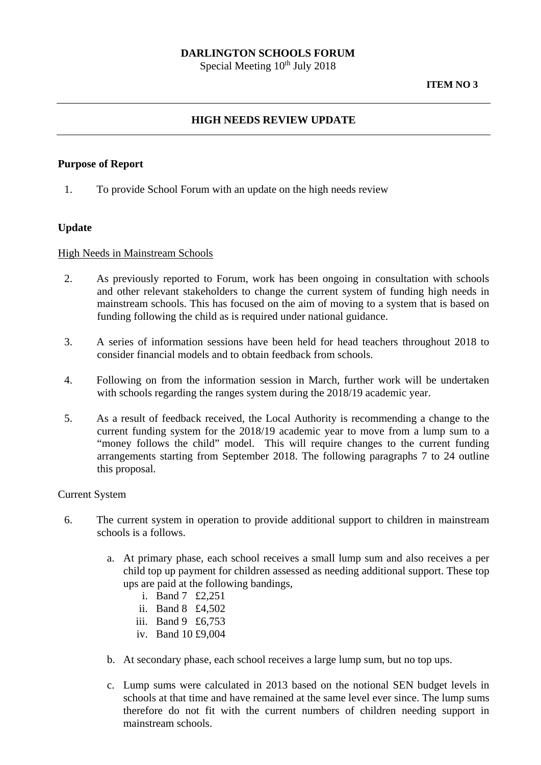**DARLINGTON SCHOOLS FORUM**

Special Meeting 10th July 2018

**ITEM NO 3**

---

## HIGH NEEDS REVIEW UPDATE

---

**Purpose of Report**

1. To provide School Forum with an update on the high needs review

**Update**

High Needs in Mainstream Schools

2. As previously reported to Forum, work has been ongoing in consultation with schools and other relevant stakeholders to change the current system of funding high needs in mainstream schools. This has focused on the aim of moving to a system that is based on funding following the child as is required under national guidance.

3. A series of information sessions have been held for head teachers throughout 2018 to consider financial models and to obtain feedback from schools.

4. Following on from the information session in March, further work will be undertaken with schools regarding the ranges system during the 2018/19 academic year.

5. As a result of feedback received, the Local Authority is recommending a change to the current funding system for the 2018/19 academic year to move from a lump sum to a "money follows the child" model. This will require changes to the current funding arrangements starting from September 2018. The following paragraphs 7 to 24 outline this proposal.

Current System

6. The current system in operation to provide additional support to children in mainstream schools is a follows.

   a. At primary phase, each school receives a small lump sum and also receives a per child top up payment for children assessed as needing additional support. These top ups are paid at the following bandings,
      i. Band 7 £2,251
      ii. Band 8 £4,502
      iii. Band 9 £6,753
      iv. Band 10 £9,004

   b. At secondary phase, each school receives a large lump sum, but no top ups.

   c. Lump sums were calculated in 2013 based on the notional SEN budget levels in schools at that time and have remained at the same level ever since. The lump sums therefore do not fit with the current numbers of children needing support in mainstream schools.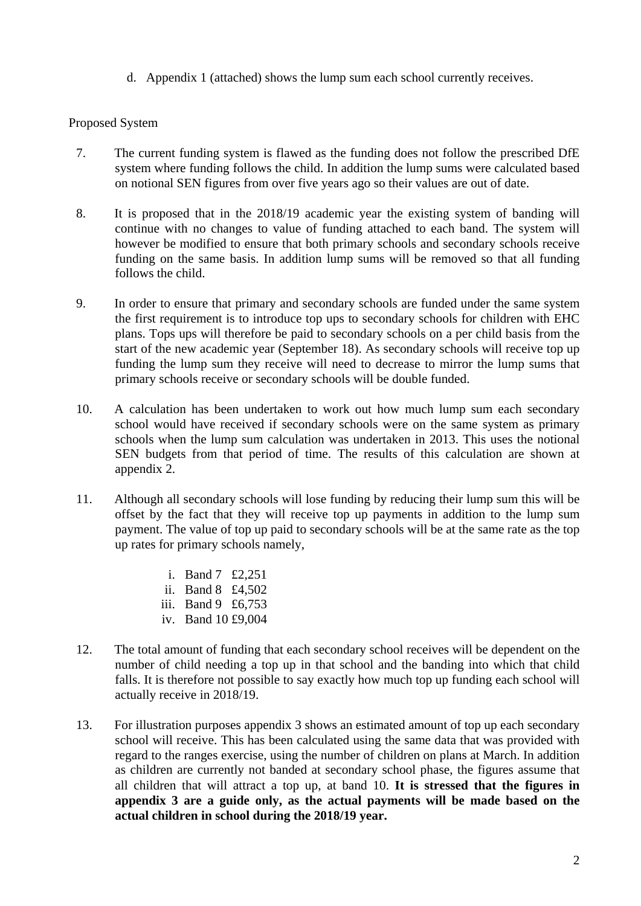d. Appendix 1 (attached) shows the lump sum each school currently receives.

Proposed System

7. The current funding system is flawed as the funding does not follow the prescribed DfE system where funding follows the child. In addition the lump sums were calculated based on notional SEN figures from over five years ago so their values are out of date.

8. It is proposed that in the 2018/19 academic year the existing system of banding will continue with no changes to value of funding attached to each band. The system will however be modified to ensure that both primary schools and secondary schools receive funding on the same basis. In addition lump sums will be removed so that all funding follows the child.

9. In order to ensure that primary and secondary schools are funded under the same system the first requirement is to introduce top ups to secondary schools for children with EHC plans. Tops ups will therefore be paid to secondary schools on a per child basis from the start of the new academic year (September 18). As secondary schools will receive top up funding the lump sum they receive will need to decrease to mirror the lump sums that primary schools receive or secondary schools will be double funded.

10. A calculation has been undertaken to work out how much lump sum each secondary school would have received if secondary schools were on the same system as primary schools when the lump sum calculation was undertaken in 2013. This uses the notional SEN budgets from that period of time. The results of this calculation are shown at appendix 2.

11. Although all secondary schools will lose funding by reducing their lump sum this will be offset by the fact that they will receive top up payments in addition to the lump sum payment. The value of top up paid to secondary schools will be at the same rate as the top up rates for primary schools namely,

    i. Band 7 £2,251
    ii. Band 8 £4,502
    iii. Band 9 £6,753
    iv. Band 10 £9,004

12. The total amount of funding that each secondary school receives will be dependent on the number of child needing a top up in that school and the banding into which that child falls. It is therefore not possible to say exactly how much top up funding each school will actually receive in 2018/19.

13. For illustration purposes appendix 3 shows an estimated amount of top up each secondary school will receive. This has been calculated using the same data that was provided with regard to the ranges exercise, using the number of children on plans at March. In addition as children are currently not banded at secondary school phase, the figures assume that all children that will attract a top up, at band 10. **It is stressed that the figures in appendix 3 are a guide only, as the actual payments will be made based on the actual children in school during the 2018/19 year.**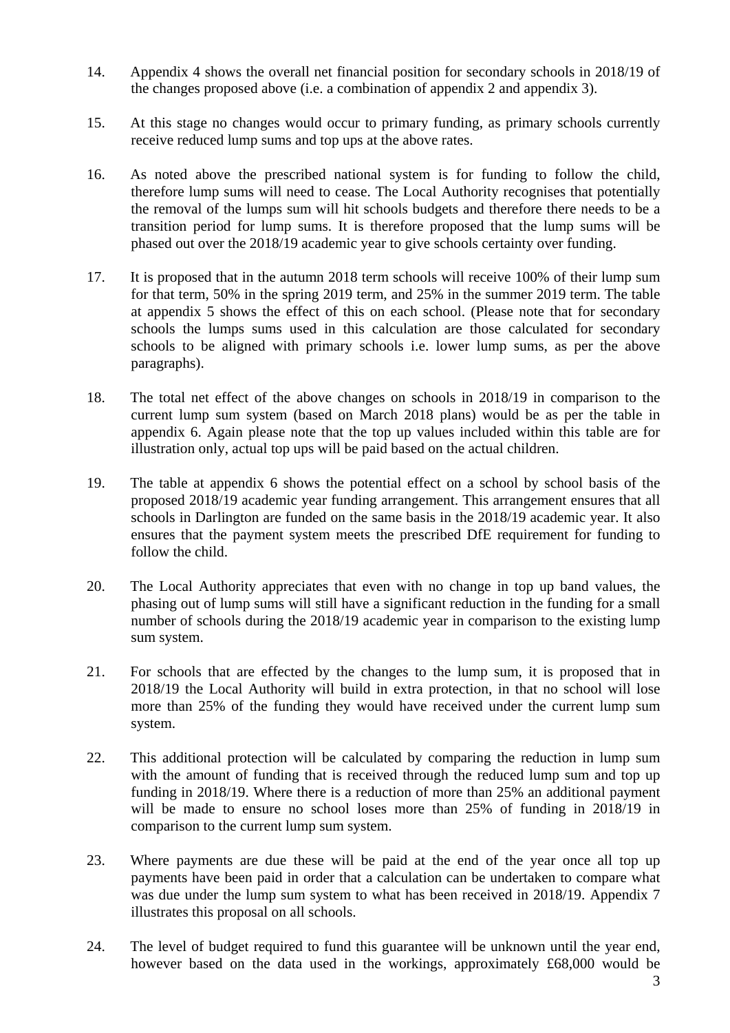14. Appendix 4 shows the overall net financial position for secondary schools in 2018/19 of the changes proposed above (i.e. a combination of appendix 2 and appendix 3).

15. At this stage no changes would occur to primary funding, as primary schools currently receive reduced lump sums and top ups at the above rates.

16. As noted above the prescribed national system is for funding to follow the child, therefore lump sums will need to cease. The Local Authority recognises that potentially the removal of the lumps sum will hit schools budgets and therefore there needs to be a transition period for lump sums. It is therefore proposed that the lump sums will be phased out over the 2018/19 academic year to give schools certainty over funding.

17. It is proposed that in the autumn 2018 term schools will receive 100% of their lump sum for that term, 50% in the spring 2019 term, and 25% in the summer 2019 term. The table at appendix 5 shows the effect of this on each school. (Please note that for secondary schools the lumps sums used in this calculation are those calculated for secondary schools to be aligned with primary schools i.e. lower lump sums, as per the above paragraphs).

18. The total net effect of the above changes on schools in 2018/19 in comparison to the current lump sum system (based on March 2018 plans) would be as per the table in appendix 6. Again please note that the top up values included within this table are for illustration only, actual top ups will be paid based on the actual children.

19. The table at appendix 6 shows the potential effect on a school by school basis of the proposed 2018/19 academic year funding arrangement. This arrangement ensures that all schools in Darlington are funded on the same basis in the 2018/19 academic year. It also ensures that the payment system meets the prescribed DfE requirement for funding to follow the child.

20. The Local Authority appreciates that even with no change in top up band values, the phasing out of lump sums will still have a significant reduction in the funding for a small number of schools during the 2018/19 academic year in comparison to the existing lump sum system.

21. For schools that are effected by the changes to the lump sum, it is proposed that in 2018/19 the Local Authority will build in extra protection, in that no school will lose more than 25% of the funding they would have received under the current lump sum system.

22. This additional protection will be calculated by comparing the reduction in lump sum with the amount of funding that is received through the reduced lump sum and top up funding in 2018/19. Where there is a reduction of more than 25% an additional payment will be made to ensure no school loses more than 25% of funding in 2018/19 in comparison to the current lump sum system.

23. Where payments are due these will be paid at the end of the year once all top up payments have been paid in order that a calculation can be undertaken to compare what was due under the lump sum system to what has been received in 2018/19. Appendix 7 illustrates this proposal on all schools.

24. The level of budget required to fund this guarantee will be unknown until the year end, however based on the data used in the workings, approximately £68,000 would be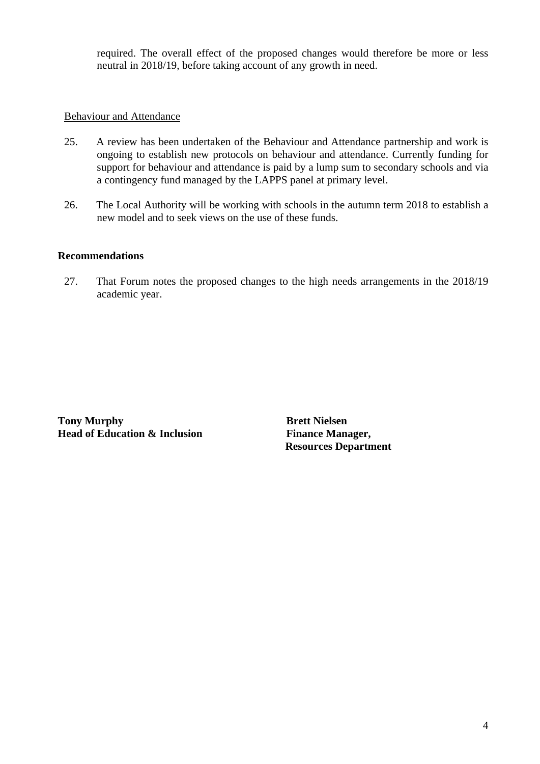required. The overall effect of the proposed changes would therefore be more or less neutral in 2018/19, before taking account of any growth in need.

<u>Behaviour and Attendance</u>

25. A review has been undertaken of the Behaviour and Attendance partnership and work is ongoing to establish new protocols on behaviour and attendance. Currently funding for support for behaviour and attendance is paid by a lump sum to secondary schools and via a contingency fund managed by the LAPPS panel at primary level.

26. The Local Authority will be working with schools in the autumn term 2018 to establish a new model and to seek views on the use of these funds.

**Recommendations**

27. That Forum notes the proposed changes to the high needs arrangements in the 2018/19 academic year.

**Tony Murphy**
**Head of Education & Inclusion**

**Brett Nielsen**
**Finance Manager,**
**Resources Department**